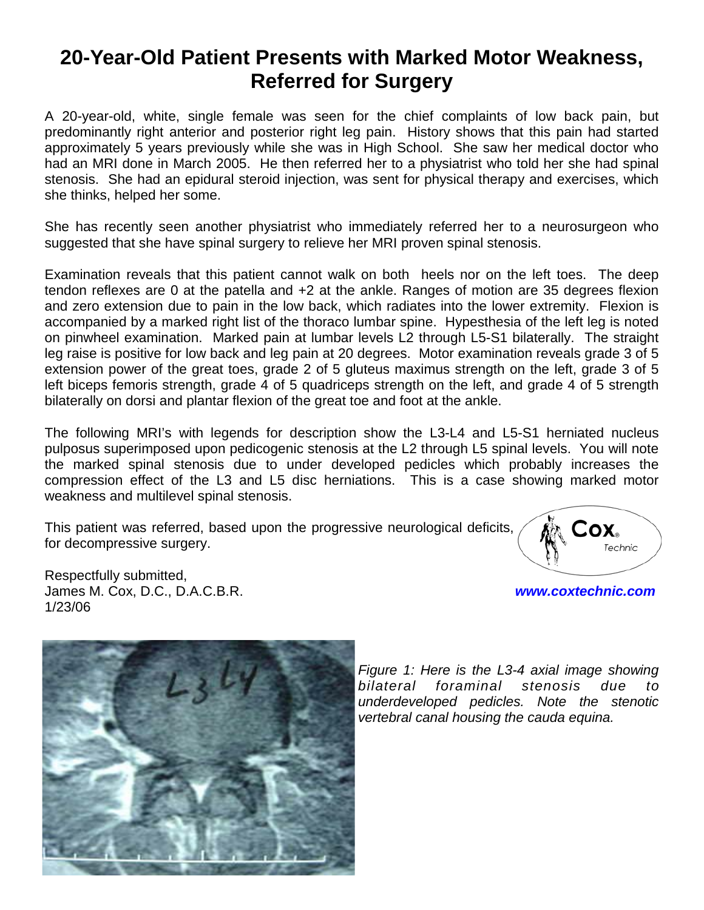# 20-Year-Old Patient Presents with Marked Motor Weakness, Referred for Surgery

A 20-year-old, white, single female was seen for the chief complaints of low back pain, but predominantly right anterior and posterior right leg pain. History shows that this pain had started approximately 5 years previously while she was in High School. She saw her medical doctor who had an MRI done in March 2005. He then referred her to a physiatrist who told her she had spinal stenosis. She had an epidural steroid injection, was sent for physical therapy and exercises, which she thinks, helped her some.

She has recently seen another physiatrist who immediately referred her to a neurosurgeon who suggested that she have spinal surgery to relieve her MRI proven spinal stenosis.

Examination reveals that this patient cannot walk on both heels nor on the left toes. The deep tendon reflexes are 0 at the patella and +2 at the ankle. Ranges of motion are 35 degrees flexion and zero extension due to pain in the low back, which radiates into the lower extremity. Flexion is accompanied by a marked right list of the thoraco lumbar spine. Hypesthesia of the left leg is noted on pinwheel examination. Marked pain at lumbar levels L2 through L5-S1 bilaterally. The straight leg raise is positive for low back and leg pain at 20 degrees. Motor examination reveals grade 3 of 5 extension power of the great toes, grade 2 of 5 gluteus maximus strength on the left, grade 3 of 5 left biceps femoris strength, grade 4 of 5 quadriceps strength on the left, and grade 4 of 5 strength bilaterally on dorsi and plantar flexion of the great toe and foot at the ankle.

The following MRI's with legends for description show the L3-L4 and L5-S1 herniated nucleus pulposus superimposed upon pedicogenic stenosis at the L2 through L5 spinal levels. You will note the marked spinal stenosis due to under developed pedicles which probably increases the compression effect of the L3 and L5 disc herniations. This is a case showing marked motor weakness and multilevel spinal stenosis.

This patient was referred, based upon the progressive neurological deficits, for decompressive surgery.

Respectfully submitted,
James M. Cox, D.C., D.A.C.B.R.
1/23/06

Cox® Technic

**www.coxtechnic.com**

*Figure 1: Here is the L3-4 axial image showing bilateral foraminal stenosis due to underdeveloped pedicles. Note the stenotic vertebral canal housing the cauda equina.*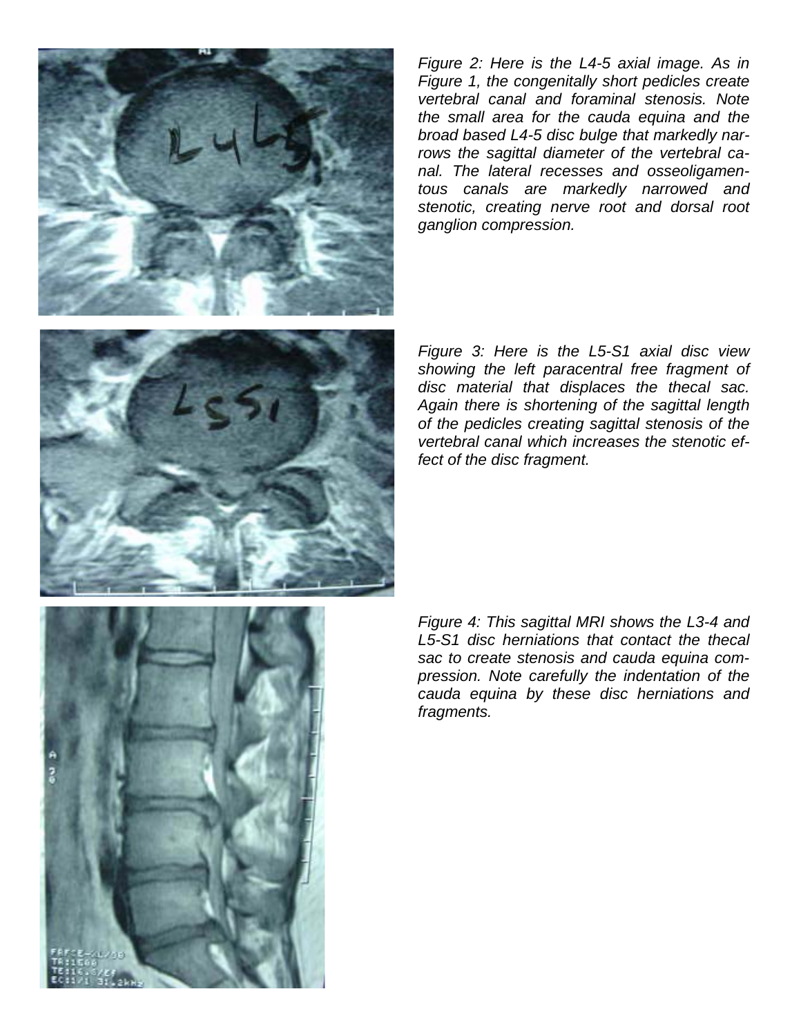*Figure 2: Here is the L4-5 axial image. As in Figure 1, the congenitally short pedicles create vertebral canal and foraminal stenosis. Note the small area for the cauda equina and the broad based L4-5 disc bulge that markedly narrows the sagittal diameter of the vertebral canal. The lateral recesses and osseoligamentous canals are markedly narrowed and stenotic, creating nerve root and dorsal root ganglion compression.*

*Figure 3: Here is the L5-S1 axial disc view showing the left paracentral free fragment of disc material that displaces the thecal sac. Again there is shortening of the sagittal length of the pedicles creating sagittal stenosis of the vertebral canal which increases the stenotic effect of the disc fragment.*

*Figure 4: This sagittal MRI shows the L3-4 and L5-S1 disc herniations that contact the thecal sac to create stenosis and cauda equina compression. Note carefully the indentation of the cauda equina by these disc herniations and fragments.*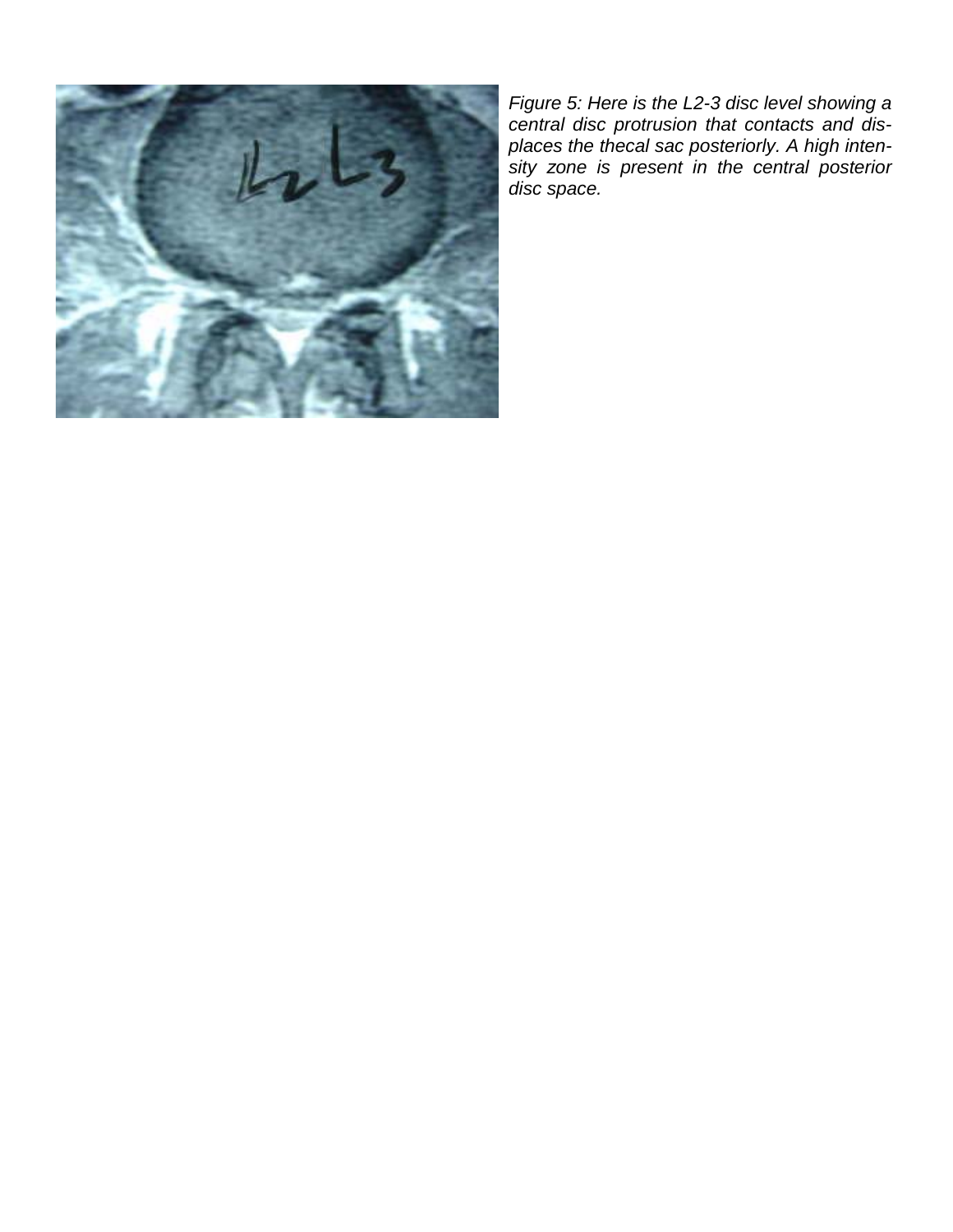*Figure 5: Here is the L2-3 disc level showing a central disc protrusion that contacts and displaces the thecal sac posteriorly. A high intensity zone is present in the central posterior disc space.*